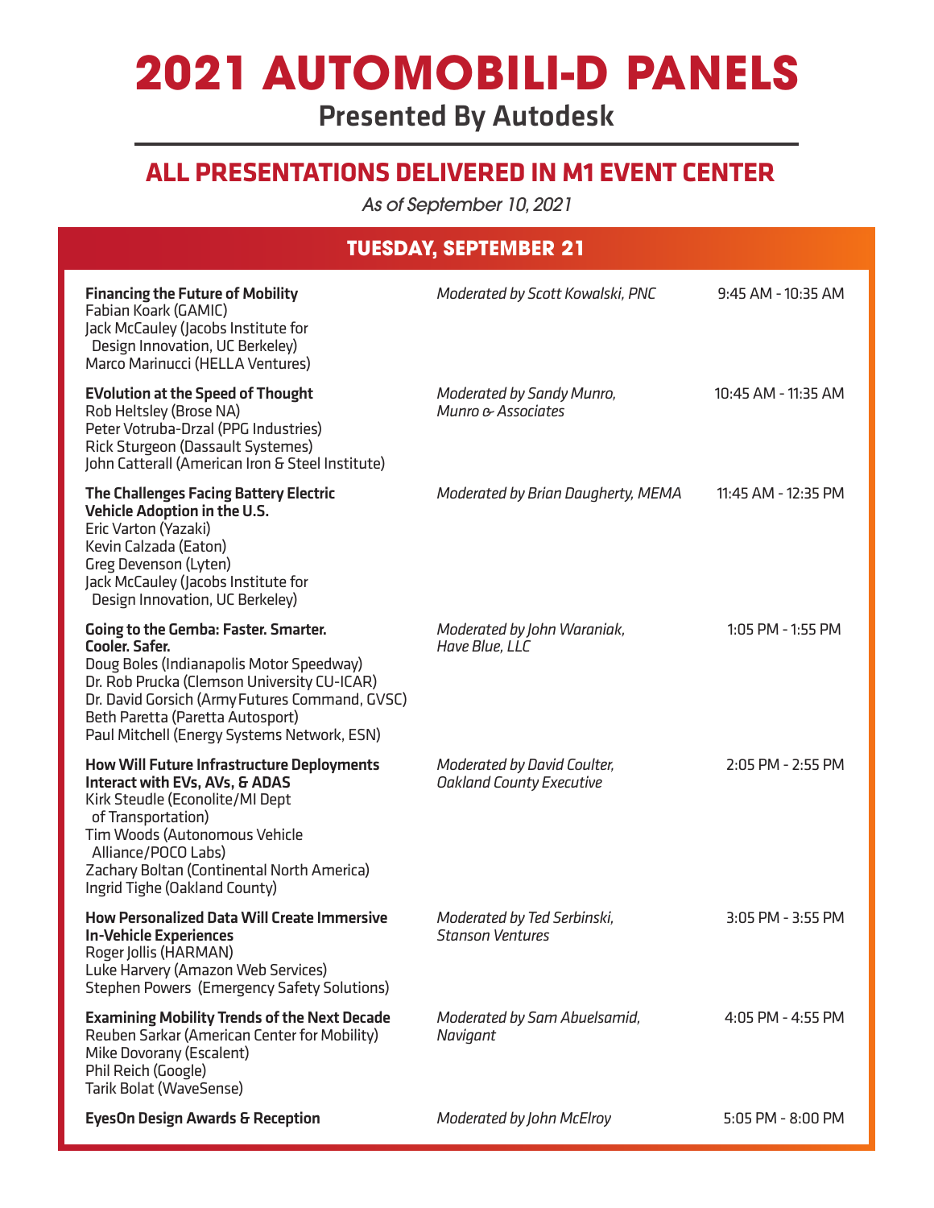# 2021 AUTOMOBILI-D PANELS

## Presented By Autodesk

## ALL PRESENTATIONS DELIVERED IN M1 EVENT CENTER

*As of September 10, 2021*

### TUESDAY, SEPTEMBER 21

| Panel | Moderator | Time |
|---|---|---|
| **Financing the Future of Mobility**<br>Fabian Koark (GAMIC)<br>Jack McCauley (Jacobs Institute for Design Innovation, UC Berkeley)<br>Marco Marinucci (HELLA Ventures) | *Moderated by Scott Kowalski, PNC* | 9:45 AM - 10:35 AM |
| **EVolution at the Speed of Thought**<br>Rob Heltsley (Brose NA)<br>Peter Votruba-Drzal (PPG Industries)<br>Rick Sturgeon (Dassault Systemes)<br>John Catterall (American Iron & Steel Institute) | *Moderated by Sandy Munro, Munro & Associates* | 10:45 AM - 11:35 AM |
| **The Challenges Facing Battery Electric Vehicle Adoption in the U.S.**<br>Eric Varton (Yazaki)<br>Kevin Calzada (Eaton)<br>Greg Devenson (Lyten)<br>Jack McCauley (Jacobs Institute for Design Innovation, UC Berkeley) | *Moderated by Brian Daugherty, MEMA* | 11:45 AM - 12:35 PM |
| **Going to the Gemba: Faster. Smarter. Cooler. Safer.**<br>Doug Boles (Indianapolis Motor Speedway)<br>Dr. Rob Prucka (Clemson University CU-ICAR)<br>Dr. David Gorsich (Army Futures Command, GVSC)<br>Beth Paretta (Paretta Autosport)<br>Paul Mitchell (Energy Systems Network, ESN) | *Moderated by John Waraniak, Have Blue, LLC* | 1:05 PM - 1:55 PM |
| **How Will Future Infrastructure Deployments Interact with EVs, AVs, & ADAS**<br>Kirk Steudle (Econolite/MI Dept of Transportation)<br>Tim Woods (Autonomous Vehicle Alliance/POCO Labs)<br>Zachary Boltan (Continental North America)<br>Ingrid Tighe (Oakland County) | *Moderated by David Coulter, Oakland County Executive* | 2:05 PM - 2:55 PM |
| **How Personalized Data Will Create Immersive In-Vehicle Experiences**<br>Roger Jollis (HARMAN)<br>Luke Harvery (Amazon Web Services)<br>Stephen Powers (Emergency Safety Solutions) | *Moderated by Ted Serbinski, Stanson Ventures* | 3:05 PM - 3:55 PM |
| **Examining Mobility Trends of the Next Decade**<br>Reuben Sarkar (American Center for Mobility)<br>Mike Dovorany (Escalent)<br>Phil Reich (Google)<br>Tarik Bolat (WaveSense) | *Moderated by Sam Abuelsamid, Navigant* | 4:05 PM - 4:55 PM |
| **EyesOn Design Awards & Reception** | *Moderated by John McElroy* | 5:05 PM - 8:00 PM |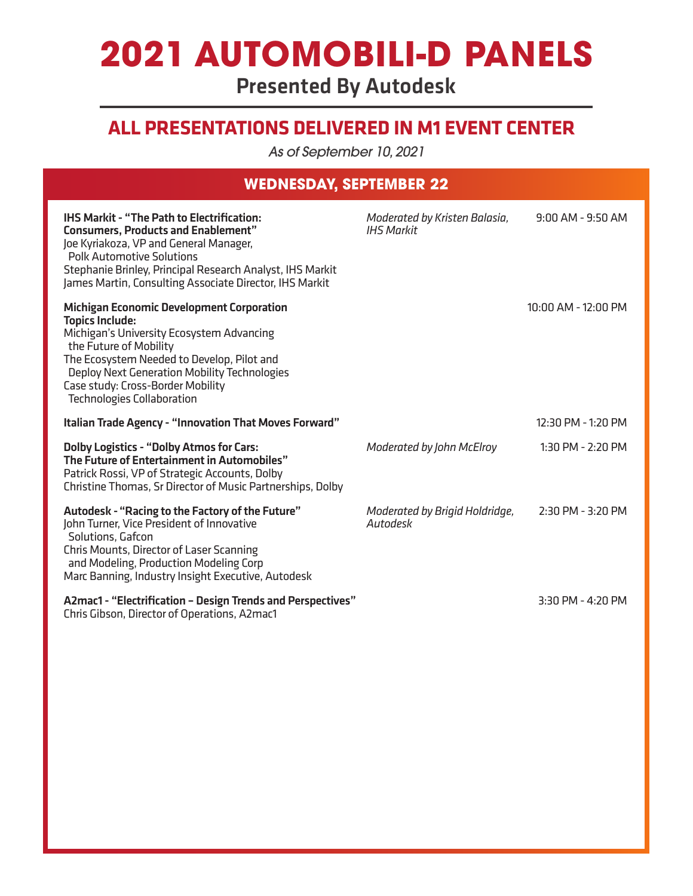# 2021 AUTOMOBILI-D PANELS

**Presented By Autodesk**

## ALL PRESENTATIONS DELIVERED IN M1 EVENT CENTER

*As of September 10, 2021*

### WEDNESDAY, SEPTEMBER 22

**IHS Markit - "The Path to Electrification: Consumers, Products and Enablement"**
*Moderated by Kristen Balasia, IHS Markit*
9:00 AM - 9:50 AM
Joe Kyriakoza, VP and General Manager, Polk Automotive Solutions
Stephanie Brinley, Principal Research Analyst, IHS Markit
James Martin, Consulting Associate Director, IHS Markit

**Michigan Economic Development Corporation**
10:00 AM - 12:00 PM
**Topics Include:**
Michigan's University Ecosystem Advancing the Future of Mobility
The Ecosystem Needed to Develop, Pilot and Deploy Next Generation Mobility Technologies
Case study: Cross-Border Mobility Technologies Collaboration

**Italian Trade Agency - "Innovation That Moves Forward"**
12:30 PM - 1:20 PM

**Dolby Logistics - "Dolby Atmos for Cars: The Future of Entertainment in Automobiles"**
*Moderated by John McElroy*
1:30 PM - 2:20 PM
Patrick Rossi, VP of Strategic Accounts, Dolby
Christine Thomas, Sr Director of Music Partnerships, Dolby

**Autodesk - "Racing to the Factory of the Future"**
*Moderated by Brigid Holdridge, Autodesk*
2:30 PM - 3:20 PM
John Turner, Vice President of Innovative Solutions, Gafcon
Chris Mounts, Director of Laser Scanning and Modeling, Production Modeling Corp
Marc Banning, Industry Insight Executive, Autodesk

**A2mac1 - "Electrification – Design Trends and Perspectives"**
3:30 PM - 4:20 PM
Chris Gibson, Director of Operations, A2mac1